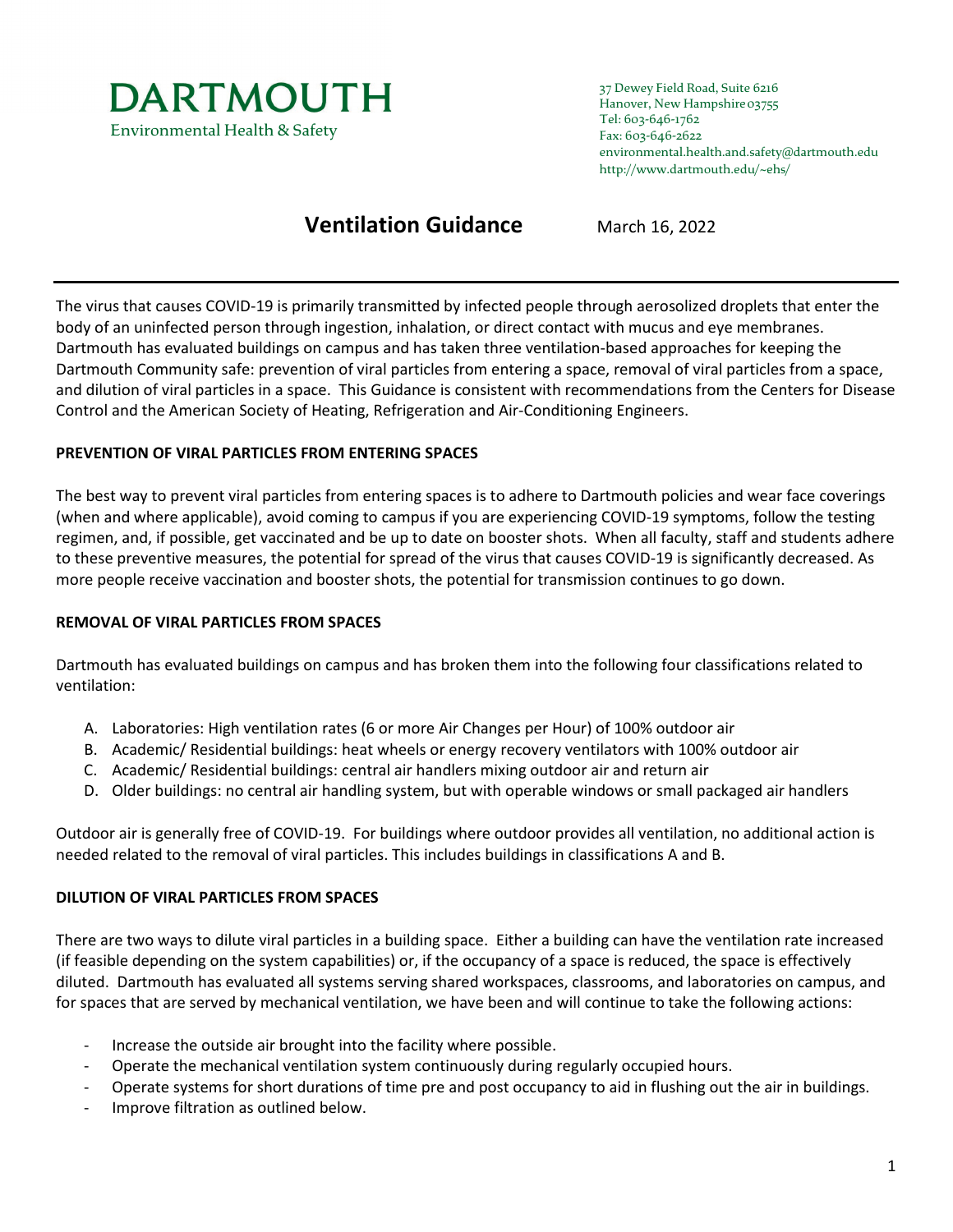**DARTMOUTH**
Environmental Health & Safety

37 Dewey Field Road, Suite 6216
Hanover, New Hampshire 03755
Tel: 603-646-1762
Fax: 603-646-2622
environmental.health.and.safety@dartmouth.edu
http://www.dartmouth.edu/~ehs/

# Ventilation Guidance

March 16, 2022

---

The virus that causes COVID-19 is primarily transmitted by infected people through aerosolized droplets that enter the body of an uninfected person through ingestion, inhalation, or direct contact with mucus and eye membranes. Dartmouth has evaluated buildings on campus and has taken three ventilation-based approaches for keeping the Dartmouth Community safe: prevention of viral particles from entering a space, removal of viral particles from a space, and dilution of viral particles in a space. This Guidance is consistent with recommendations from the Centers for Disease Control and the American Society of Heating, Refrigeration and Air-Conditioning Engineers.

## PREVENTION OF VIRAL PARTICLES FROM ENTERING SPACES

The best way to prevent viral particles from entering spaces is to adhere to Dartmouth policies and wear face coverings (when and where applicable), avoid coming to campus if you are experiencing COVID-19 symptoms, follow the testing regimen, and, if possible, get vaccinated and be up to date on booster shots. When all faculty, staff and students adhere to these preventive measures, the potential for spread of the virus that causes COVID-19 is significantly decreased. As more people receive vaccination and booster shots, the potential for transmission continues to go down.

## REMOVAL OF VIRAL PARTICLES FROM SPACES

Dartmouth has evaluated buildings on campus and has broken them into the following four classifications related to ventilation:

A. Laboratories: High ventilation rates (6 or more Air Changes per Hour) of 100% outdoor air
B. Academic/ Residential buildings: heat wheels or energy recovery ventilators with 100% outdoor air
C. Academic/ Residential buildings: central air handlers mixing outdoor air and return air
D. Older buildings: no central air handling system, but with operable windows or small packaged air handlers

Outdoor air is generally free of COVID-19. For buildings where outdoor provides all ventilation, no additional action is needed related to the removal of viral particles. This includes buildings in classifications A and B.

## DILUTION OF VIRAL PARTICLES FROM SPACES

There are two ways to dilute viral particles in a building space. Either a building can have the ventilation rate increased (if feasible depending on the system capabilities) or, if the occupancy of a space is reduced, the space is effectively diluted. Dartmouth has evaluated all systems serving shared workspaces, classrooms, and laboratories on campus, and for spaces that are served by mechanical ventilation, we have been and will continue to take the following actions:

- Increase the outside air brought into the facility where possible.
- Operate the mechanical ventilation system continuously during regularly occupied hours.
- Operate systems for short durations of time pre and post occupancy to aid in flushing out the air in buildings.
- Improve filtration as outlined below.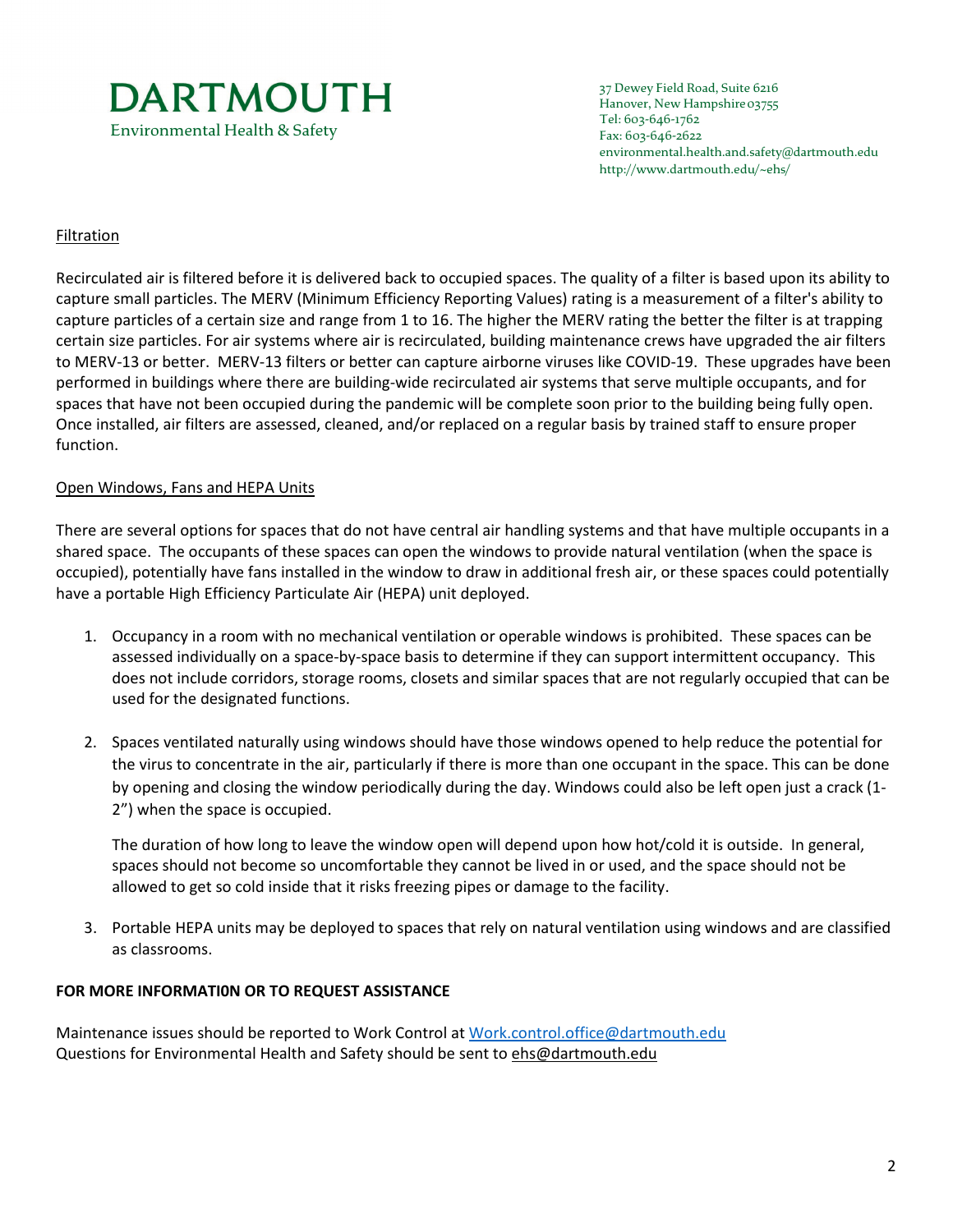# DARTMOUTH
Environmental Health & Safety

37 Dewey Field Road, Suite 6216
Hanover, New Hampshire 03755
Tel: 603-646-1762
Fax: 603-646-2622
environmental.health.and.safety@dartmouth.edu
http://www.dartmouth.edu/~ehs/

## Filtration

Recirculated air is filtered before it is delivered back to occupied spaces. The quality of a filter is based upon its ability to capture small particles. The MERV (Minimum Efficiency Reporting Values) rating is a measurement of a filter's ability to capture particles of a certain size and range from 1 to 16. The higher the MERV rating the better the filter is at trapping certain size particles. For air systems where air is recirculated, building maintenance crews have upgraded the air filters to MERV-13 or better. MERV-13 filters or better can capture airborne viruses like COVID-19. These upgrades have been performed in buildings where there are building-wide recirculated air systems that serve multiple occupants, and for spaces that have not been occupied during the pandemic will be complete soon prior to the building being fully open. Once installed, air filters are assessed, cleaned, and/or replaced on a regular basis by trained staff to ensure proper function.

## Open Windows, Fans and HEPA Units

There are several options for spaces that do not have central air handling systems and that have multiple occupants in a shared space. The occupants of these spaces can open the windows to provide natural ventilation (when the space is occupied), potentially have fans installed in the window to draw in additional fresh air, or these spaces could potentially have a portable High Efficiency Particulate Air (HEPA) unit deployed.

1. Occupancy in a room with no mechanical ventilation or operable windows is prohibited. These spaces can be assessed individually on a space-by-space basis to determine if they can support intermittent occupancy. This does not include corridors, storage rooms, closets and similar spaces that are not regularly occupied that can be used for the designated functions.

2. Spaces ventilated naturally using windows should have those windows opened to help reduce the potential for the virus to concentrate in the air, particularly if there is more than one occupant in the space. This can be done by opening and closing the window periodically during the day. Windows could also be left open just a crack (1-2") when the space is occupied.

   The duration of how long to leave the window open will depend upon how hot/cold it is outside. In general, spaces should not become so uncomfortable they cannot be lived in or used, and the space should not be allowed to get so cold inside that it risks freezing pipes or damage to the facility.

3. Portable HEPA units may be deployed to spaces that rely on natural ventilation using windows and are classified as classrooms.

**FOR MORE INFORMATI0N OR TO REQUEST ASSISTANCE**

Maintenance issues should be reported to Work Control at Work.control.office@dartmouth.edu
Questions for Environmental Health and Safety should be sent to ehs@dartmouth.edu